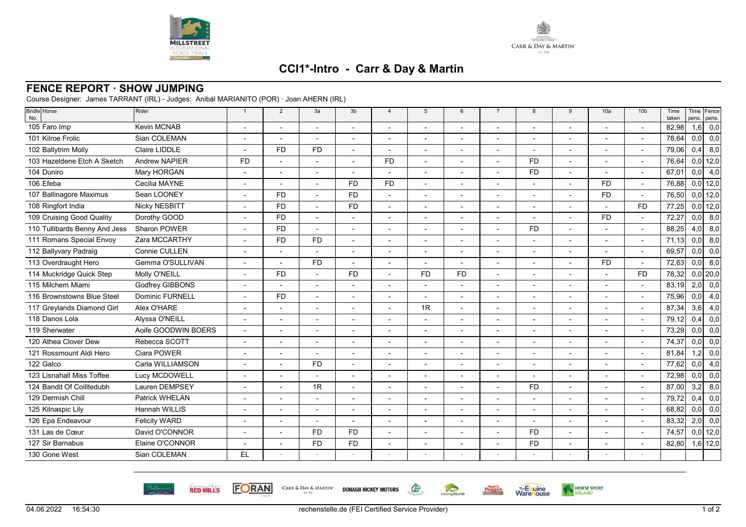## CCI1*-Intro - Carr & Day & Martin

## FENCE REPORT · SHOW JUMPING

Course Designer: James TARRANT (IRL) - Judges: Anibál MARIANITO (POR) · Joan AHERN (IRL)

| Bridle No. | Horse | Rider | 1 | 2 | 3a | 3b | 4 | 5 | 6 | 7 | 8 | 9 | 10a | 10b | Time taken | Time pens. | Fence pens. |
|---|---|---|---|---|---|---|---|---|---|---|---|---|---|---|---|---|---|
| 105 | Faro Imp | Kevin MCNAB | - | - | - | - | - | - | - | - | - | - | - | - | 82,98 | 1,6 | 0,0 |
| 101 | Kilroe Frolic | Sian COLEMAN | - | - | - | - | - | - | - | - | - | - | - | - | 78,64 | 0,0 | 0,0 |
| 102 | Ballytrim Molly | Claire LIDDLE | - | FD | FD | - | - | - | - | - | - | - | - | - | 79,06 | 0,4 | 8,0 |
| 103 | Hazeldene Etch A Sketch | Andrew NAPIER | FD | - | - | - | FD | - | - | - | FD | - | - | - | 76,64 | 0,0 | 12,0 |
| 104 | Duniro | Mary HORGAN | - | - | - | - | - | - | - | - | FD | - | - | - | 67,01 | 0,0 | 4,0 |
| 106 | Efeba | Cecilia MAYNE | - | - | - | FD | FD | - | - | - | - | - | FD | - | 76,88 | 0,0 | 12,0 |
| 107 | Ballinagore Maximus | Sean LOONEY | - | FD | - | FD | - | - | - | - | - | - | FD | - | 76,50 | 0,0 | 12,0 |
| 108 | Ringfort India | Nicky NESBITT | - | FD | - | FD | - | - | - | - | - | - | - | FD | 77,25 | 0,0 | 12,0 |
| 109 | Cruising Good Quality | Dorothy GOOD | - | FD | - | - | - | - | - | - | - | - | FD | - | 72,27 | 0,0 | 8,0 |
| 110 | Tullibards Benny And Jess | Sharon POWER | - | FD | - | - | - | - | - | - | FD | - | - | - | 88,25 | 4,0 | 8,0 |
| 111 | Romans Special Envoy | Zara MCCARTHY | - | FD | FD | - | - | - | - | - | - | - | - | - | 71,13 | 0,0 | 8,0 |
| 112 | Ballyvary Padraig | Connie CULLEN | - | - | - | - | - | - | - | - | - | - | - | - | 69,57 | 0,0 | 0,0 |
| 113 | Overdraught Hero | Gemma O'SULLIVAN | - | - | FD | - | - | - | - | - | - | - | FD | - | 72,63 | 0,0 | 8,0 |
| 114 | Muckridge Quick Step | Molly O'NEILL | - | FD | - | FD | - | FD | FD | - | - | - | - | FD | 78,32 | 0,0 | 20,0 |
| 115 | Milchem Miami | Godfrey GIBBONS | - | - | - | - | - | - | - | - | - | - | - | - | 83,19 | 2,0 | 0,0 |
| 116 | Brownstowns Blue Steel | Dominic FURNELL | - | FD | - | - | - | - | - | - | - | - | - | - | 75,96 | 0,0 | 4,0 |
| 117 | Greylands Diamond Girl | Alex O'HARE | - | - | - | - | - | 1R | - | - | - | - | - | - | 87,34 | 3,6 | 4,0 |
| 118 | Danos Lola | Alyssa O'NEILL | - | - | - | - | - | - | - | - | - | - | - | - | 79,12 | 0,4 | 0,0 |
| 119 | Sherwater | Aoife GOODWIN BOERS | - | - | - | - | - | - | - | - | - | - | - | - | 73,29 | 0,0 | 0,0 |
| 120 | Athea Clover Dew | Rebecca SCOTT | - | - | - | - | - | - | - | - | - | - | - | - | 74,37 | 0,0 | 0,0 |
| 121 | Rossmount Aldi Hero | Ciara POWER | - | - | - | - | - | - | - | - | - | - | - | - | 81,84 | 1,2 | 0,0 |
| 122 | Galco | Carla WILLIAMSON | - | - | FD | - | - | - | - | - | - | - | - | - | 77,62 | 0,0 | 4,0 |
| 123 | Lisnahall Miss Toffee | Lucy MCDOWELL | - | - | - | - | - | - | - | - | - | - | - | - | 72,98 | 0,0 | 0,0 |
| 124 | Bandit Of Coilltedubh | Lauren DEMPSEY | - | - | 1R | - | - | - | - | - | FD | - | - | - | 87,00 | 3,2 | 8,0 |
| 129 | Dermish Chill | Patrick WHELAN | - | - | - | - | - | - | - | - | - | - | - | - | 79,72 | 0,4 | 0,0 |
| 125 | Kilnaspic Lily | Hannah WILLIS | - | - | - | - | - | - | - | - | - | - | - | - | 68,82 | 0,0 | 0,0 |
| 126 | Epa Endeavour | Felicity WARD | - | - | - | - | - | - | - | - | - | - | - | - | 83,32 | 2,0 | 0,0 |
| 131 | Las de Cœur | David O'CONNOR | - | - | FD | FD | - | - | - | - | FD | - | - | - | 74,57 | 0,0 | 12,0 |
| 127 | Sir Barnabus | Elaine O'CONNOR | - | - | FD | FD | - | - | - | - | FD | - | - | - | 82,80 | 1,6 | 12,0 |
| 130 | Gone West | Sian COLEMAN | EL | · | · | · | · | · | · | · | · | · | · | · | | | |

04.06.2022 16:54:30 rechenstelle.de (FEI Certified Service Provider)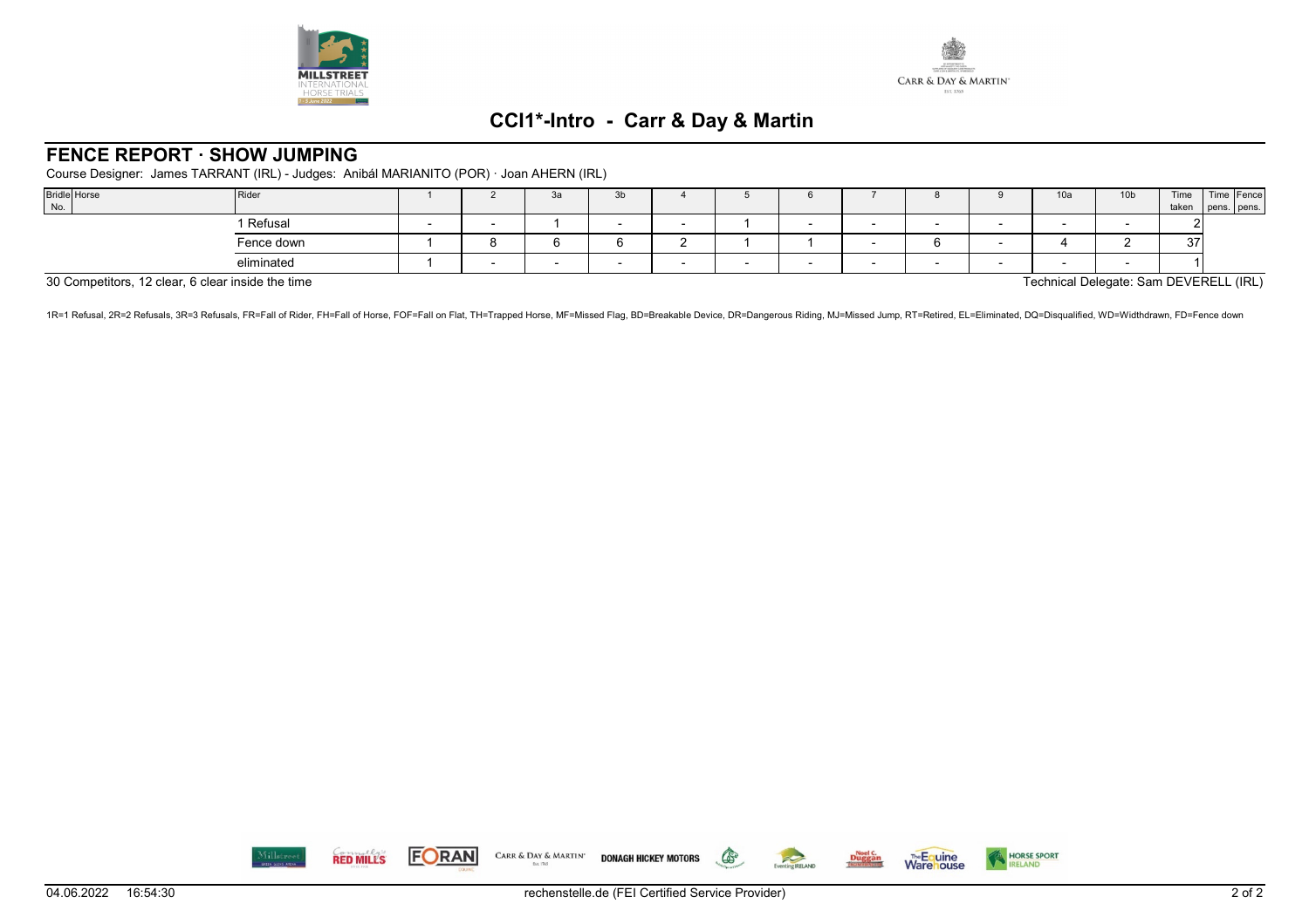## CCI1*-Intro - Carr & Day & Martin

## FENCE REPORT · SHOW JUMPING

Course Designer: James TARRANT (IRL) - Judges: Anibál MARIANITO (POR) · Joan AHERN (IRL)

| Bridle No. | Horse | Rider | 1 | 2 | 3a | 3b | 4 | 5 | 6 | 7 | 8 | 9 | 10a | 10b | Time taken | Time pens. | Fence pens. |
|---|---|---|---|---|---|---|---|---|---|---|---|---|---|---|---|---|---|
| | | 1 Refusal | - | - | 1 | - | - | 1 | - | - | - | - | - | - | 2 | | |
| | | Fence down | 1 | 8 | 6 | 6 | 2 | 1 | 1 | - | 6 | - | 4 | 2 | 37 | | |
| | | eliminated | 1 | - | - | - | - | - | - | - | - | - | - | - | 1 | | |

30 Competitors, 12 clear, 6 clear inside the time

Technical Delegate: Sam DEVERELL (IRL)

1R=1 Refusal, 2R=2 Refusals, 3R=3 Refusals, FR=Fall of Rider, FH=Fall of Horse, FOF=Fall on Flat, TH=Trapped Horse, MF=Missed Flag, BD=Breakable Device, DR=Dangerous Riding, MJ=Missed Jump, RT=Retired, EL=Eliminated, DQ=Disqualified, WD=Widthdrawn, FD=Fence down

04.06.2022 16:54:30 rechenstelle.de (FEI Certified Service Provider)